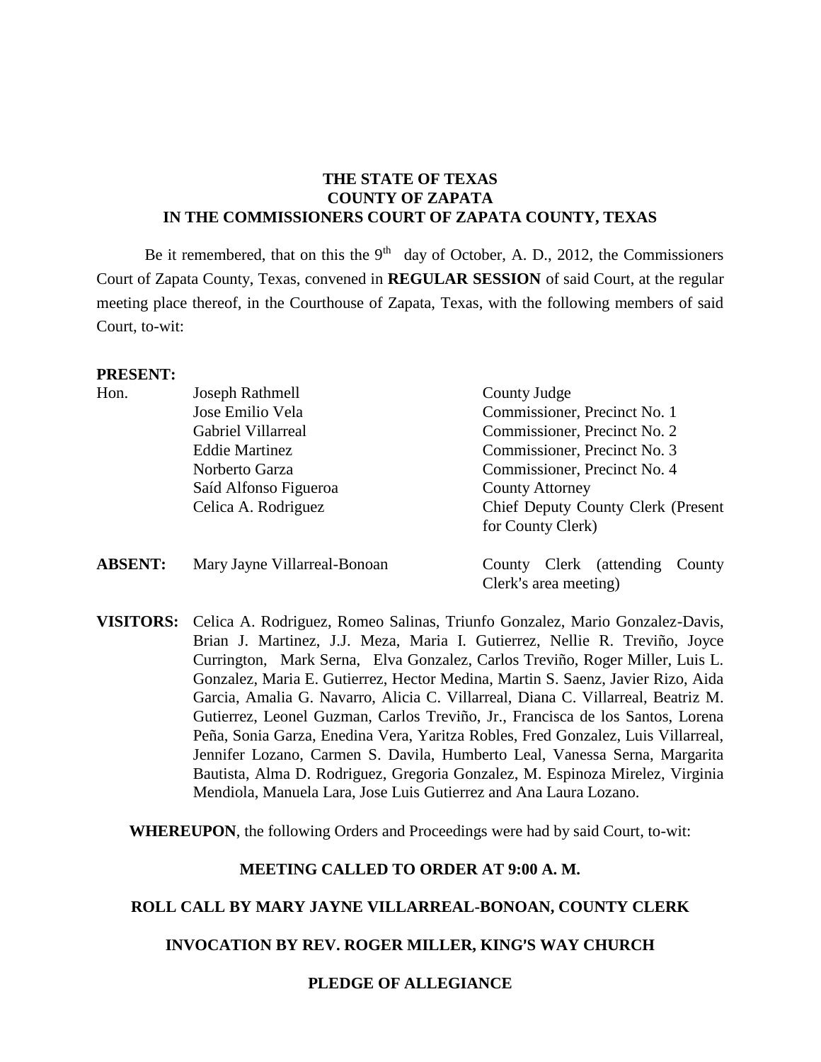**THE STATE OF TEXAS**
**COUNTY OF ZAPATA**
**IN THE COMMISSIONERS COURT OF ZAPATA COUNTY, TEXAS**

Be it remembered, that on this the 9th day of October, A. D., 2012, the Commissioners Court of Zapata County, Texas, convened in **REGULAR SESSION** of said Court, at the regular meeting place thereof, in the Courthouse of Zapata, Texas, with the following members of said Court, to-wit:

**PRESENT:**

| | | |
|---|---|---|
| Hon. | Joseph Rathmell | County Judge |
| | Jose Emilio Vela | Commissioner, Precinct No. 1 |
| | Gabriel Villarreal | Commissioner, Precinct No. 2 |
| | Eddie Martinez | Commissioner, Precinct No. 3 |
| | Norberto Garza | Commissioner, Precinct No. 4 |
| | Saíd Alfonso Figueroa | County Attorney |
| | Celica A. Rodriguez | Chief Deputy County Clerk (Present for County Clerk) |
| **ABSENT:** | Mary Jayne Villarreal-Bonoan | County Clerk (attending County Clerk's area meeting) |

**VISITORS:** Celica A. Rodriguez, Romeo Salinas, Triunfo Gonzalez, Mario Gonzalez-Davis, Brian J. Martinez, J.J. Meza, Maria I. Gutierrez, Nellie R. Treviño, Joyce Currington, Mark Serna, Elva Gonzalez, Carlos Treviño, Roger Miller, Luis L. Gonzalez, Maria E. Gutierrez, Hector Medina, Martin S. Saenz, Javier Rizo, Aida Garcia, Amalia G. Navarro, Alicia C. Villarreal, Diana C. Villarreal, Beatriz M. Gutierrez, Leonel Guzman, Carlos Treviño, Jr., Francisca de los Santos, Lorena Peña, Sonia Garza, Enedina Vera, Yaritza Robles, Fred Gonzalez, Luis Villarreal, Jennifer Lozano, Carmen S. Davila, Humberto Leal, Vanessa Serna, Margarita Bautista, Alma D. Rodriguez, Gregoria Gonzalez, M. Espinoza Mirelez, Virginia Mendiola, Manuela Lara, Jose Luis Gutierrez and Ana Laura Lozano.

**WHEREUPON**, the following Orders and Proceedings were had by said Court, to-wit:

**MEETING CALLED TO ORDER AT 9:00 A. M.**

**ROLL CALL BY MARY JAYNE VILLARREAL-BONOAN, COUNTY CLERK**

**INVOCATION BY REV. ROGER MILLER, KING'S WAY CHURCH**

**PLEDGE OF ALLEGIANCE**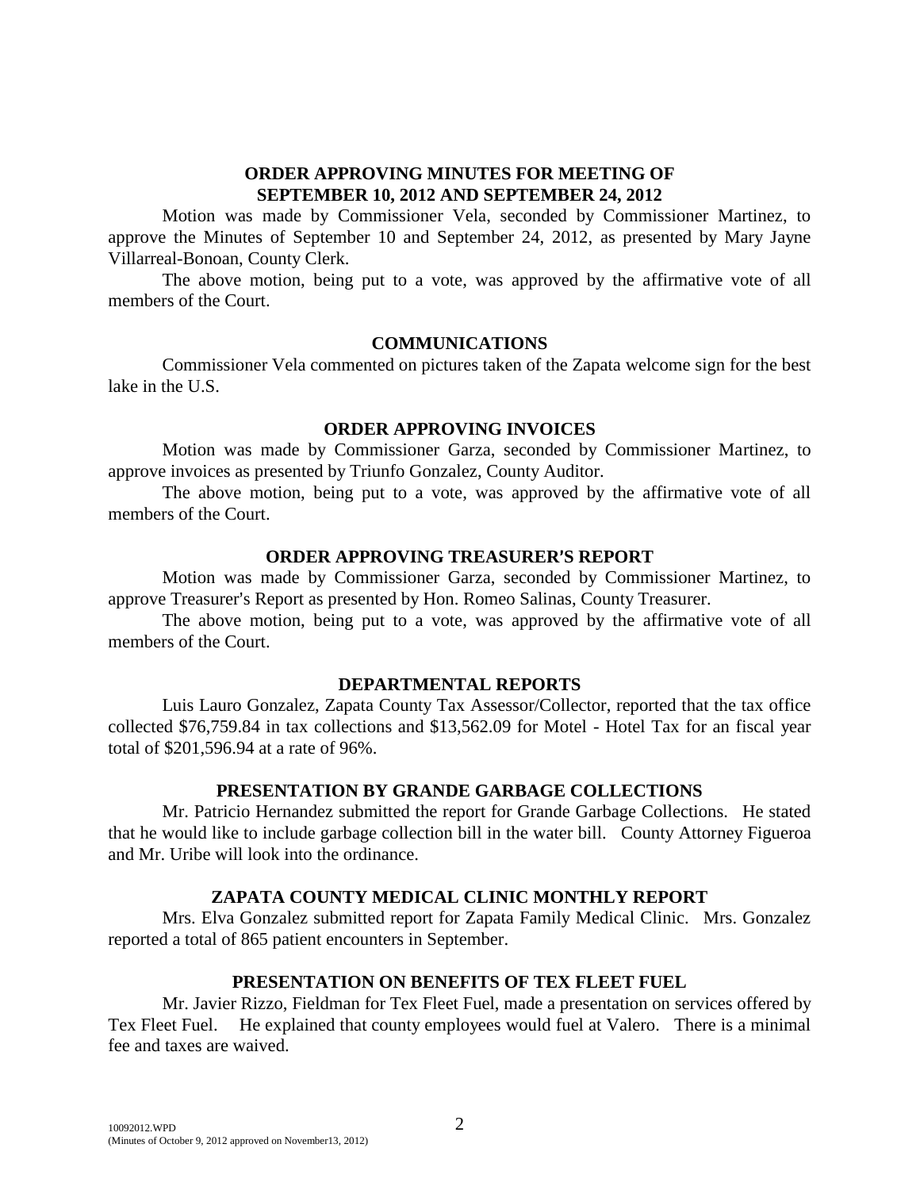## ORDER APPROVING MINUTES FOR MEETING OF SEPTEMBER 10, 2012 AND SEPTEMBER 24, 2012

Motion was made by Commissioner Vela, seconded by Commissioner Martinez, to approve the Minutes of September 10 and September 24, 2012, as presented by Mary Jayne Villarreal-Bonoan, County Clerk.

The above motion, being put to a vote, was approved by the affirmative vote of all members of the Court.

## COMMUNICATIONS

Commissioner Vela commented on pictures taken of the Zapata welcome sign for the best lake in the U.S.

## ORDER APPROVING INVOICES

Motion was made by Commissioner Garza, seconded by Commissioner Martinez, to approve invoices as presented by Triunfo Gonzalez, County Auditor.

The above motion, being put to a vote, was approved by the affirmative vote of all members of the Court.

## ORDER APPROVING TREASURER'S REPORT

Motion was made by Commissioner Garza, seconded by Commissioner Martinez, to approve Treasurer's Report as presented by Hon. Romeo Salinas, County Treasurer.

The above motion, being put to a vote, was approved by the affirmative vote of all members of the Court.

## DEPARTMENTAL REPORTS

Luis Lauro Gonzalez, Zapata County Tax Assessor/Collector, reported that the tax office collected $76,759.84 in tax collections and $13,562.09 for Motel - Hotel Tax for an fiscal year total of $201,596.94 at a rate of 96%.

## PRESENTATION BY GRANDE GARBAGE COLLECTIONS

Mr. Patricio Hernandez submitted the report for Grande Garbage Collections. He stated that he would like to include garbage collection bill in the water bill. County Attorney Figueroa and Mr. Uribe will look into the ordinance.

## ZAPATA COUNTY MEDICAL CLINIC MONTHLY REPORT

Mrs. Elva Gonzalez submitted report for Zapata Family Medical Clinic. Mrs. Gonzalez reported a total of 865 patient encounters in September.

## PRESENTATION ON BENEFITS OF TEX FLEET FUEL

Mr. Javier Rizzo, Fieldman for Tex Fleet Fuel, made a presentation on services offered by Tex Fleet Fuel. He explained that county employees would fuel at Valero. There is a minimal fee and taxes are waived.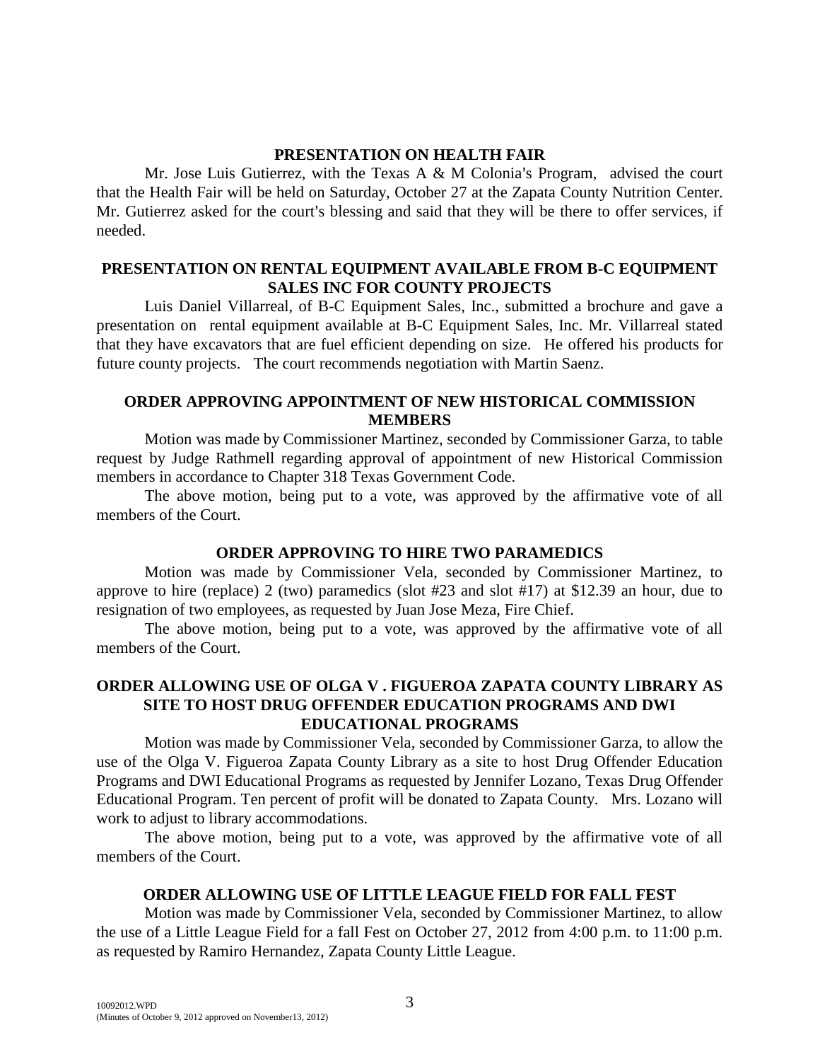## PRESENTATION ON HEALTH FAIR

Mr. Jose Luis Gutierrez, with the Texas A & M Colonia's Program, advised the court that the Health Fair will be held on Saturday, October 27 at the Zapata County Nutrition Center. Mr. Gutierrez asked for the court's blessing and said that they will be there to offer services, if needed.

## PRESENTATION ON RENTAL EQUIPMENT AVAILABLE FROM B-C EQUIPMENT SALES INC FOR COUNTY PROJECTS

Luis Daniel Villarreal, of B-C Equipment Sales, Inc., submitted a brochure and gave a presentation on rental equipment available at B-C Equipment Sales, Inc. Mr. Villarreal stated that they have excavators that are fuel efficient depending on size. He offered his products for future county projects. The court recommends negotiation with Martin Saenz.

## ORDER APPROVING APPOINTMENT OF NEW HISTORICAL COMMISSION MEMBERS

Motion was made by Commissioner Martinez, seconded by Commissioner Garza, to table request by Judge Rathmell regarding approval of appointment of new Historical Commission members in accordance to Chapter 318 Texas Government Code.

The above motion, being put to a vote, was approved by the affirmative vote of all members of the Court.

## ORDER APPROVING TO HIRE TWO PARAMEDICS

Motion was made by Commissioner Vela, seconded by Commissioner Martinez, to approve to hire (replace) 2 (two) paramedics (slot #23 and slot #17) at $12.39 an hour, due to resignation of two employees, as requested by Juan Jose Meza, Fire Chief.

The above motion, being put to a vote, was approved by the affirmative vote of all members of the Court.

## ORDER ALLOWING USE OF OLGA V . FIGUEROA ZAPATA COUNTY LIBRARY AS SITE TO HOST DRUG OFFENDER EDUCATION PROGRAMS AND DWI EDUCATIONAL PROGRAMS

Motion was made by Commissioner Vela, seconded by Commissioner Garza, to allow the use of the Olga V. Figueroa Zapata County Library as a site to host Drug Offender Education Programs and DWI Educational Programs as requested by Jennifer Lozano, Texas Drug Offender Educational Program. Ten percent of profit will be donated to Zapata County. Mrs. Lozano will work to adjust to library accommodations.

The above motion, being put to a vote, was approved by the affirmative vote of all members of the Court.

## ORDER ALLOWING USE OF LITTLE LEAGUE FIELD FOR FALL FEST

Motion was made by Commissioner Vela, seconded by Commissioner Martinez, to allow the use of a Little League Field for a fall Fest on October 27, 2012 from 4:00 p.m. to 11:00 p.m. as requested by Ramiro Hernandez, Zapata County Little League.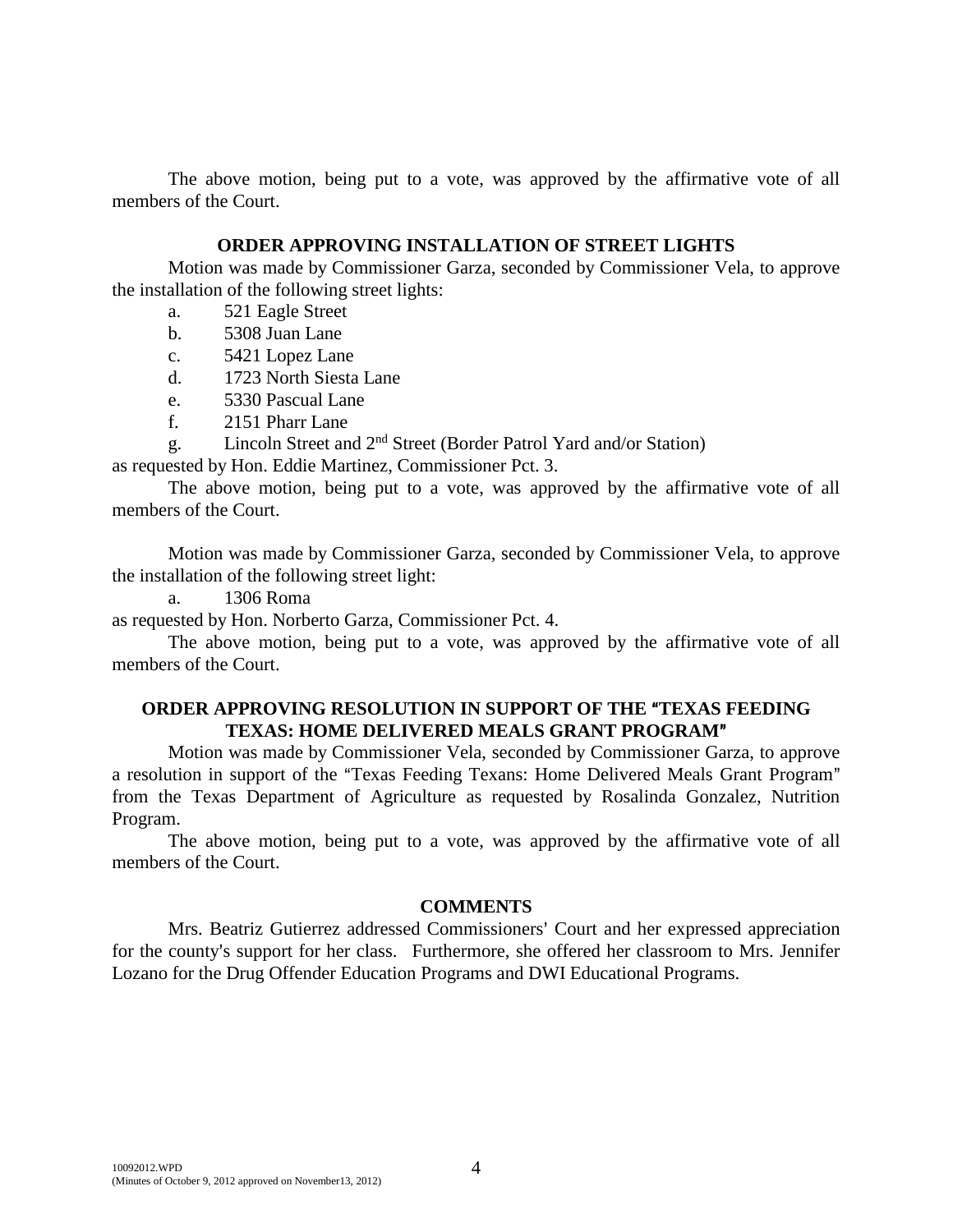The above motion, being put to a vote, was approved by the affirmative vote of all members of the Court.

**ORDER APPROVING INSTALLATION OF STREET LIGHTS**

Motion was made by Commissioner Garza, seconded by Commissioner Vela, to approve the installation of the following street lights:

a. 521 Eagle Street
b. 5308 Juan Lane
c. 5421 Lopez Lane
d. 1723 North Siesta Lane
e. 5330 Pascual Lane
f. 2151 Pharr Lane
g. Lincoln Street and 2nd Street (Border Patrol Yard and/or Station)

as requested by Hon. Eddie Martinez, Commissioner Pct. 3.

The above motion, being put to a vote, was approved by the affirmative vote of all members of the Court.

Motion was made by Commissioner Garza, seconded by Commissioner Vela, to approve the installation of the following street light:

a. 1306 Roma

as requested by Hon. Norberto Garza, Commissioner Pct. 4.

The above motion, being put to a vote, was approved by the affirmative vote of all members of the Court.

**ORDER APPROVING RESOLUTION IN SUPPORT OF THE "TEXAS FEEDING TEXAS: HOME DELIVERED MEALS GRANT PROGRAM"**

Motion was made by Commissioner Vela, seconded by Commissioner Garza, to approve a resolution in support of the "Texas Feeding Texans: Home Delivered Meals Grant Program" from the Texas Department of Agriculture as requested by Rosalinda Gonzalez, Nutrition Program.

The above motion, being put to a vote, was approved by the affirmative vote of all members of the Court.

**COMMENTS**

Mrs. Beatriz Gutierrez addressed Commissioners' Court and her expressed appreciation for the county's support for her class. Furthermore, she offered her classroom to Mrs. Jennifer Lozano for the Drug Offender Education Programs and DWI Educational Programs.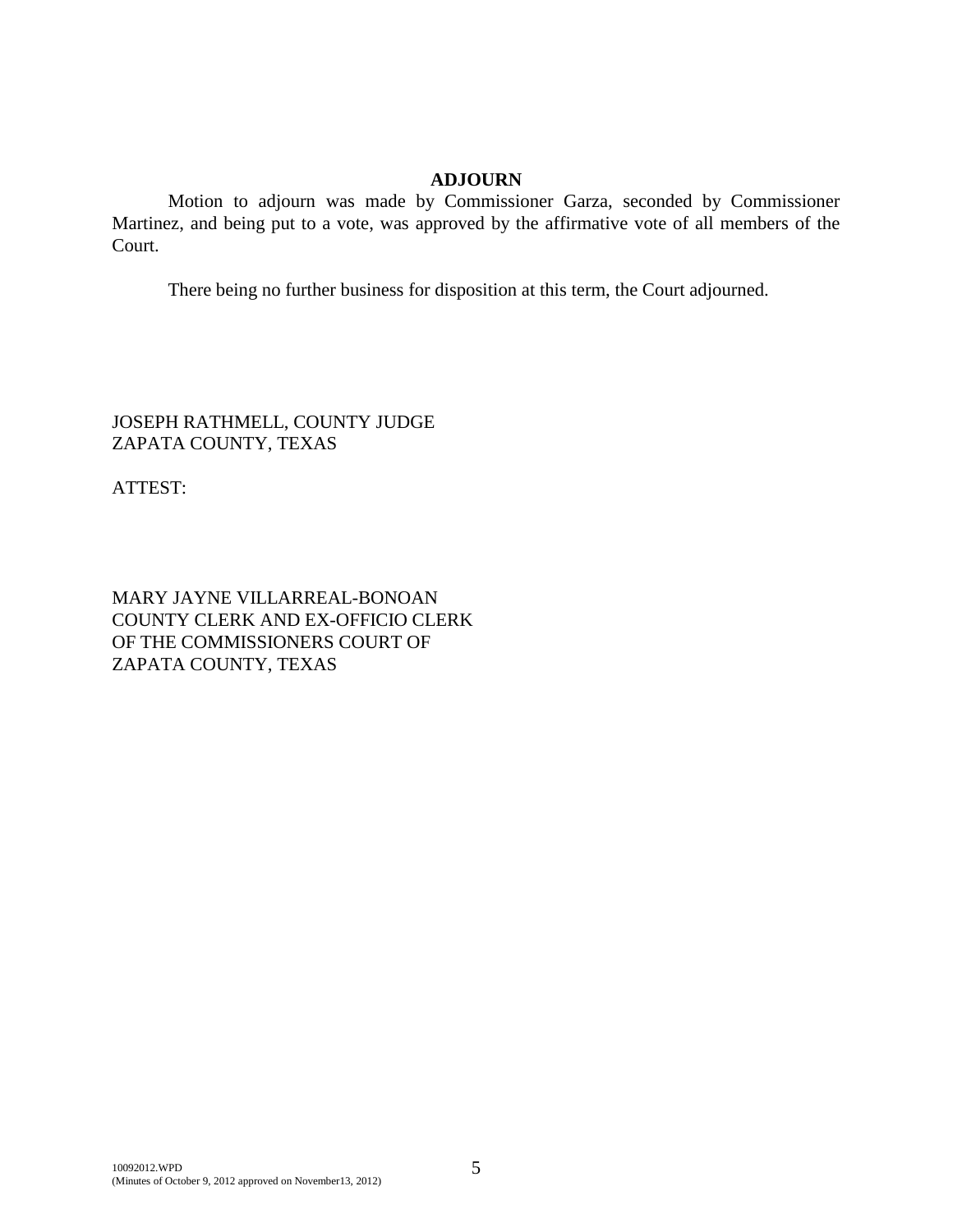**ADJOURN**

Motion to adjourn was made by Commissioner Garza, seconded by Commissioner Martinez, and being put to a vote, was approved by the affirmative vote of all members of the Court.

There being no further business for disposition at this term, the Court adjourned.

JOSEPH RATHMELL, COUNTY JUDGE
ZAPATA COUNTY, TEXAS

ATTEST:

MARY JAYNE VILLARREAL-BONOAN
COUNTY CLERK AND EX-OFFICIO CLERK
OF THE COMMISSIONERS COURT OF
ZAPATA COUNTY, TEXAS